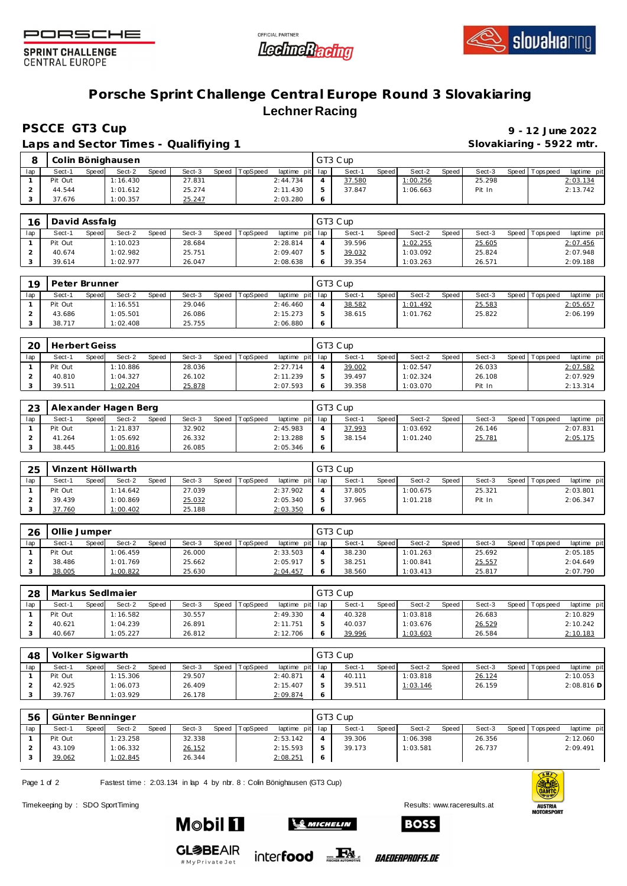PORSCHE SPRINT CHALLENGE CENTRAL EUROPE

OFFICIAL PARTNER Lechner Racing

slovakiaring

# Porsche Sprint Challenge Central Europe Round 3 Slovakiaring

## Lechner Racing

### PSCCE GT3 Cup

**9 - 12 June 2022**

### Laps and Sector Times - Qualifiying 1

**Slovakiaring - 5922 mtr.**

| 8 | Colin Bönighausen | | | | | | | | GT3 Cup | | | | | | | | |
|---|---|---|---|---|---|---|---|---|---|---|---|---|---|---|---|---|---|
| lap | Sect-1 | Speed | Sect-2 | Speed | Sect-3 | Speed | TopSpeed | laptime pit | lap | Sect-1 | Speed | Sect-2 | Speed | Sect-3 | Speed | Topspeed | laptime pit |
| 1 | Pit Out | | 1:16.430 | | 27.831 | | | 2:44.734 | 4 | 37.580 | | 1:00.256 | | 25.298 | | | 2:03.134 |
| 2 | 44.544 | | 1:01.612 | | 25.274 | | | 2:11.430 | 5 | 37.847 | | 1:06.663 | | Pit In | | | 2:13.742 |
| 3 | 37.676 | | 1:00.357 | | 25.247 | | | 2:03.280 | 6 | | | | | | | | |

| 16 | David Assfalg | | | | | | | | GT3 Cup | | | | | | | | |
|---|---|---|---|---|---|---|---|---|---|---|---|---|---|---|---|---|---|
| lap | Sect-1 | Speed | Sect-2 | Speed | Sect-3 | Speed | TopSpeed | laptime pit | lap | Sect-1 | Speed | Sect-2 | Speed | Sect-3 | Speed | Topspeed | laptime pit |
| 1 | Pit Out | | 1:10.023 | | 28.684 | | | 2:28.814 | 4 | 39.596 | | 1:02.255 | | 25.605 | | | 2:07.456 |
| 2 | 40.674 | | 1:02.982 | | 25.751 | | | 2:09.407 | 5 | 39.032 | | 1:03.092 | | 25.824 | | | 2:07.948 |
| 3 | 39.614 | | 1:02.977 | | 26.047 | | | 2:08.638 | 6 | 39.354 | | 1:03.263 | | 26.571 | | | 2:09.188 |

| 19 | Peter Brunner | | | | | | | | GT3 Cup | | | | | | | | |
|---|---|---|---|---|---|---|---|---|---|---|---|---|---|---|---|---|---|
| lap | Sect-1 | Speed | Sect-2 | Speed | Sect-3 | Speed | TopSpeed | laptime pit | lap | Sect-1 | Speed | Sect-2 | Speed | Sect-3 | Speed | Topspeed | laptime pit |
| 1 | Pit Out | | 1:16.551 | | 29.046 | | | 2:46.460 | 4 | 38.582 | | 1:01.492 | | 25.583 | | | 2:05.657 |
| 2 | 43.686 | | 1:05.501 | | 26.086 | | | 2:15.273 | 5 | 38.615 | | 1:01.762 | | 25.822 | | | 2:06.199 |
| 3 | 38.717 | | 1:02.408 | | 25.755 | | | 2:06.880 | 6 | | | | | | | | |

| 20 | Herbert Geiss | | | | | | | | GT3 Cup | | | | | | | | |
|---|---|---|---|---|---|---|---|---|---|---|---|---|---|---|---|---|---|
| lap | Sect-1 | Speed | Sect-2 | Speed | Sect-3 | Speed | TopSpeed | laptime pit | lap | Sect-1 | Speed | Sect-2 | Speed | Sect-3 | Speed | Topspeed | laptime pit |
| 1 | Pit Out | | 1:10.886 | | 28.036 | | | 2:27.714 | 4 | 39.002 | | 1:02.547 | | 26.033 | | | 2:07.582 |
| 2 | 40.810 | | 1:04.327 | | 26.102 | | | 2:11.239 | 5 | 39.497 | | 1:02.324 | | 26.108 | | | 2:07.929 |
| 3 | 39.511 | | 1:02.204 | | 25.878 | | | 2:07.593 | 6 | 39.358 | | 1:03.070 | | Pit In | | | 2:13.314 |

| 23 | Alexander Hagen Berg | | | | | | | | GT3 Cup | | | | | | | | |
|---|---|---|---|---|---|---|---|---|---|---|---|---|---|---|---|---|---|
| lap | Sect-1 | Speed | Sect-2 | Speed | Sect-3 | Speed | TopSpeed | laptime pit | lap | Sect-1 | Speed | Sect-2 | Speed | Sect-3 | Speed | Topspeed | laptime pit |
| 1 | Pit Out | | 1:21.837 | | 32.902 | | | 2:45.983 | 4 | 37.993 | | 1:03.692 | | 26.146 | | | 2:07.831 |
| 2 | 41.264 | | 1:05.692 | | 26.332 | | | 2:13.288 | 5 | 38.154 | | 1:01.240 | | 25.781 | | | 2:05.175 |
| 3 | 38.445 | | 1:00.816 | | 26.085 | | | 2:05.346 | 6 | | | | | | | | |

| 25 | Vinzent Höllwarth | | | | | | | | GT3 Cup | | | | | | | | |
|---|---|---|---|---|---|---|---|---|---|---|---|---|---|---|---|---|---|
| lap | Sect-1 | Speed | Sect-2 | Speed | Sect-3 | Speed | TopSpeed | laptime pit | lap | Sect-1 | Speed | Sect-2 | Speed | Sect-3 | Speed | Topspeed | laptime pit |
| 1 | Pit Out | | 1:14.642 | | 27.039 | | | 2:37.902 | 4 | 37.805 | | 1:00.675 | | 25.321 | | | 2:03.801 |
| 2 | 39.439 | | 1:00.869 | | 25.032 | | | 2:05.340 | 5 | 37.965 | | 1:01.218 | | Pit In | | | 2:06.347 |
| 3 | 37.760 | | 1:00.402 | | 25.188 | | | 2:03.350 | 6 | | | | | | | | |

| 26 | Ollie Jumper | | | | | | | | GT3 Cup | | | | | | | | |
|---|---|---|---|---|---|---|---|---|---|---|---|---|---|---|---|---|---|
| lap | Sect-1 | Speed | Sect-2 | Speed | Sect-3 | Speed | TopSpeed | laptime pit | lap | Sect-1 | Speed | Sect-2 | Speed | Sect-3 | Speed | Topspeed | laptime pit |
| 1 | Pit Out | | 1:06.459 | | 26.000 | | | 2:33.503 | 4 | 38.230 | | 1:01.263 | | 25.692 | | | 2:05.185 |
| 2 | 38.486 | | 1:01.769 | | 25.662 | | | 2:05.917 | 5 | 38.251 | | 1:00.841 | | 25.557 | | | 2:04.649 |
| 3 | 38.005 | | 1:00.822 | | 25.630 | | | 2:04.457 | 6 | 38.560 | | 1:03.413 | | 25.817 | | | 2:07.790 |

| 28 | Markus Sedlmaier | | | | | | | | GT3 Cup | | | | | | | | |
|---|---|---|---|---|---|---|---|---|---|---|---|---|---|---|---|---|---|
| lap | Sect-1 | Speed | Sect-2 | Speed | Sect-3 | Speed | TopSpeed | laptime pit | lap | Sect-1 | Speed | Sect-2 | Speed | Sect-3 | Speed | Topspeed | laptime pit |
| 1 | Pit Out | | 1:16.582 | | 30.557 | | | 2:49.330 | 4 | 40.328 | | 1:03.818 | | 26.683 | | | 2:10.829 |
| 2 | 40.621 | | 1:04.239 | | 26.891 | | | 2:11.751 | 5 | 40.037 | | 1:03.676 | | 26.529 | | | 2:10.242 |
| 3 | 40.667 | | 1:05.227 | | 26.812 | | | 2:12.706 | 6 | 39.996 | | 1:03.603 | | 26.584 | | | 2:10.183 |

| 48 | Volker Sigwarth | | | | | | | | GT3 Cup | | | | | | | | |
|---|---|---|---|---|---|---|---|---|---|---|---|---|---|---|---|---|---|
| lap | Sect-1 | Speed | Sect-2 | Speed | Sect-3 | Speed | TopSpeed | laptime pit | lap | Sect-1 | Speed | Sect-2 | Speed | Sect-3 | Speed | Topspeed | laptime pit |
| 1 | Pit Out | | 1:15.306 | | 29.507 | | | 2:40.871 | 4 | 40.111 | | 1:03.818 | | 26.124 | | | 2:10.053 |
| 2 | 42.925 | | 1:06.073 | | 26.409 | | | 2:15.407 | 5 | 39.511 | | 1:03.146 | | 26.159 | | | 2:08.816 **D** |
| 3 | 39.767 | | 1:03.929 | | 26.178 | | | 2:09.874 | 6 | | | | | | | | |

| 56 | Günter Benninger | | | | | | | | GT3 Cup | | | | | | | | |
|---|---|---|---|---|---|---|---|---|---|---|---|---|---|---|---|---|---|
| lap | Sect-1 | Speed | Sect-2 | Speed | Sect-3 | Speed | TopSpeed | laptime pit | lap | Sect-1 | Speed | Sect-2 | Speed | Sect-3 | Speed | Topspeed | laptime pit |
| 1 | Pit Out | | 1:23.258 | | 32.338 | | | 2:53.142 | 4 | 39.306 | | 1:06.398 | | 26.356 | | | 2:12.060 |
| 2 | 43.109 | | 1:06.332 | | 26.152 | | | 2:15.593 | 5 | 39.173 | | 1:03.581 | | 26.737 | | | 2:09.491 |
| 3 | 39.062 | | 1:02.845 | | 26.344 | | | 2:08.251 | 6 | | | | | | | | |

Fastest time : 2:03.134 in lap 4 by nbr. 8 : Colin Bönighausen (GT3 Cup)

Timekeeping by : SDO SportTiming

Results: www.raceresults.at

ÖAMTC AUSTRIA MOTORSPORT

Mobil 1 MICHELIN BOSS GLOBEAIR #MyPrivateJet interfood FA FISCHER AUTOMOTIVE BAEDERPROFIS.DE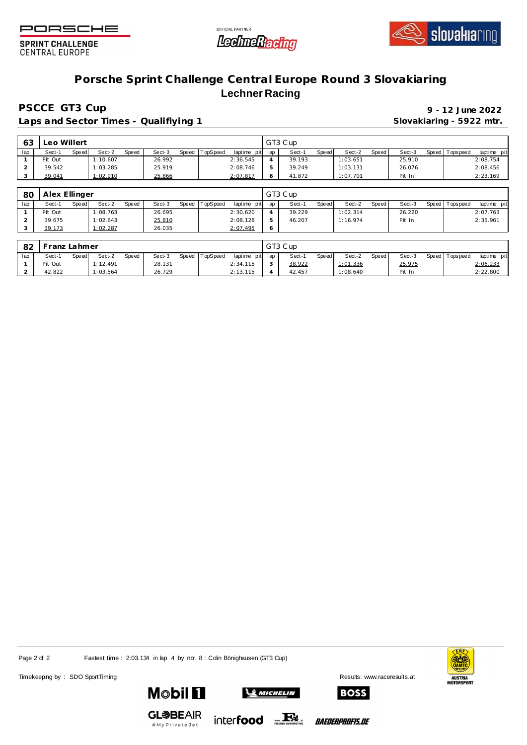# Porsche Sprint Challenge Central Europe Round 3 Slovakiaring

**Lechner Racing**

## PSCCE GT3 Cup

**9 - 12 June 2022**

**Laps and Sector Times - Qualifiying 1**

**Slovakiaring - 5922 mtr.**

| 63 | Leo Willert | | | | | | | | GT3 Cup | | | | | | | | |
|---|---|---|---|---|---|---|---|---|---|---|---|---|---|---|---|---|---|
| lap | Sect-1 | Speed | Sect-2 | Speed | Sect-3 | Speed | TopSpeed | laptime pit | lap | Sect-1 | Speed | Sect-2 | Speed | Sect-3 | Speed | Topspeed | laptime pit |
| 1 | Pit Out | | 1:10.607 | | 26.992 | | | 2:36.545 | 4 | 39.193 | | 1:03.651 | | 25.910 | | | 2:08.754 |
| 2 | 39.542 | | 1:03.285 | | 25.919 | | | 2:08.746 | 5 | 39.249 | | 1:03.131 | | 26.076 | | | 2:08.456 |
| 3 | 39.041 | | 1:02.910 | | 25.866 | | | 2:07.817 | 6 | 41.872 | | 1:07.701 | | Pit In | | | 2:23.169 |

| 80 | Alex Ellinger | | | | | | | | GT3 Cup | | | | | | | | |
|---|---|---|---|---|---|---|---|---|---|---|---|---|---|---|---|---|---|
| lap | Sect-1 | Speed | Sect-2 | Speed | Sect-3 | Speed | TopSpeed | laptime pit | lap | Sect-1 | Speed | Sect-2 | Speed | Sect-3 | Speed | Topspeed | laptime pit |
| 1 | Pit Out | | 1:08.763 | | 26.695 | | | 2:30.620 | 4 | 39.229 | | 1:02.314 | | 26.220 | | | 2:07.763 |
| 2 | 39.675 | | 1:02.643 | | 25.810 | | | 2:08.128 | 5 | 46.207 | | 1:16.974 | | Pit In | | | 2:35.961 |
| 3 | 39.173 | | 1:02.287 | | 26.035 | | | 2:07.495 | 6 | | | | | | | | |

| 82 | Franz Lahmer | | | | | | | | GT3 Cup | | | | | | | | |
|---|---|---|---|---|---|---|---|---|---|---|---|---|---|---|---|---|---|
| lap | Sect-1 | Speed | Sect-2 | Speed | Sect-3 | Speed | TopSpeed | laptime pit | lap | Sect-1 | Speed | Sect-2 | Speed | Sect-3 | Speed | Topspeed | laptime pit |
| 1 | Pit Out | | 1:12.491 | | 28.131 | | | 2:34.115 | 3 | 38.922 | | 1:01.336 | | 25.975 | | | 2:06.233 |
| 2 | 42.822 | | 1:03.564 | | 26.729 | | | 2:13.115 | 4 | 42.457 | | 1:08.640 | | Pit In | | | 2:22.800 |

Fastest time : 2:03.134 in lap 4 by nbr. 8 : Colin Bönighausen (GT3 Cup)

Timekeeping by : SDO SportTiming

Results: www.raceresults.at